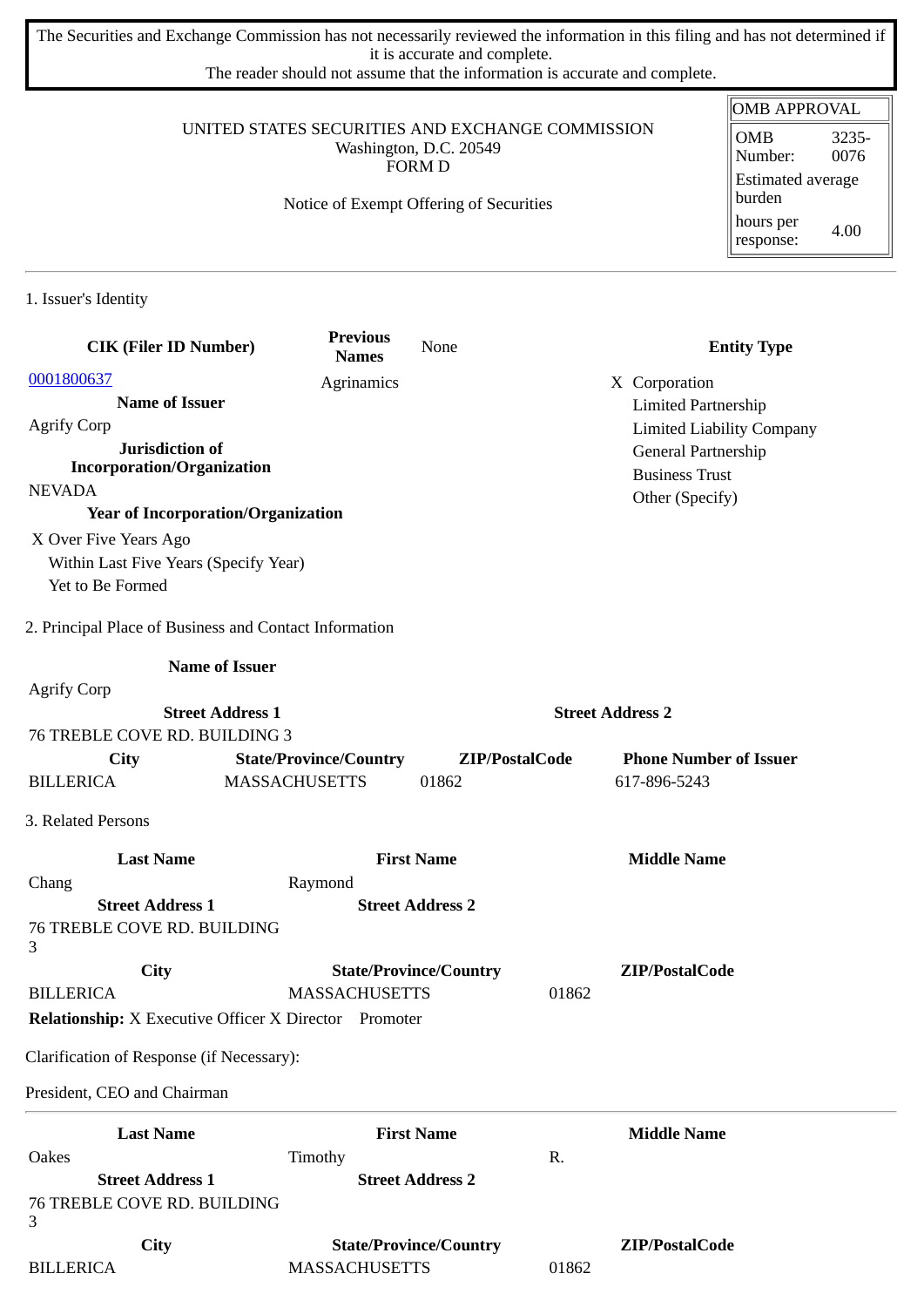The Securities and Exchange Commission has not necessarily reviewed the information in this filing and has not determined if it is accurate and complete.
The reader should not assume that the information is accurate and complete.

UNITED STATES SECURITIES AND EXCHANGE COMMISSION
Washington, D.C. 20549
FORM D

Notice of Exempt Offering of Securities

| OMB APPROVAL | |
|---|---|
| OMB Number: | 3235-0076 |
| Estimated average burden | |
| hours per response: | 4.00 |

1. Issuer's Identity

| CIK (Filer ID Number) | Previous Names | None | Entity Type |
|---|---|---|---|
| 0001800637 | Agrinamics | | X Corporation |
| **Name of Issuer** | | | Limited Partnership |
| Agrify Corp | | | Limited Liability Company |
| **Jurisdiction of Incorporation/Organization** | | | General Partnership |
| NEVADA | | | Business Trust |
| **Year of Incorporation/Organization** | | | Other (Specify) |

X Over Five Years Ago
Within Last Five Years (Specify Year)
Yet to Be Formed

2. Principal Place of Business and Contact Information

| Name of Issuer | | | |
|---|---|---|---|
| Agrify Corp | | | |
| **Street Address 1** | | **Street Address 2** | |
| 76 TREBLE COVE RD. BUILDING 3 | | | |
| **City** | **State/Province/Country** | **ZIP/PostalCode** | **Phone Number of Issuer** |
| BILLERICA | MASSACHUSETTS | 01862 | 617-896-5243 |

3. Related Persons

| Last Name | First Name | Middle Name |
|---|---|---|
| Chang | Raymond | |
| **Street Address 1** | **Street Address 2** | |
| 76 TREBLE COVE RD. BUILDING 3 | | |
| **City** | **State/Province/Country** | **ZIP/PostalCode** |
| BILLERICA | MASSACHUSETTS | 01862 |

**Relationship:** X Executive Officer X Director Promoter

Clarification of Response (if Necessary):

President, CEO and Chairman

| Last Name | First Name | Middle Name |
|---|---|---|
| Oakes | Timothy | R. |
| **Street Address 1** | **Street Address 2** | |
| 76 TREBLE COVE RD. BUILDING 3 | | |
| **City** | **State/Province/Country** | **ZIP/PostalCode** |
| BILLERICA | MASSACHUSETTS | 01862 |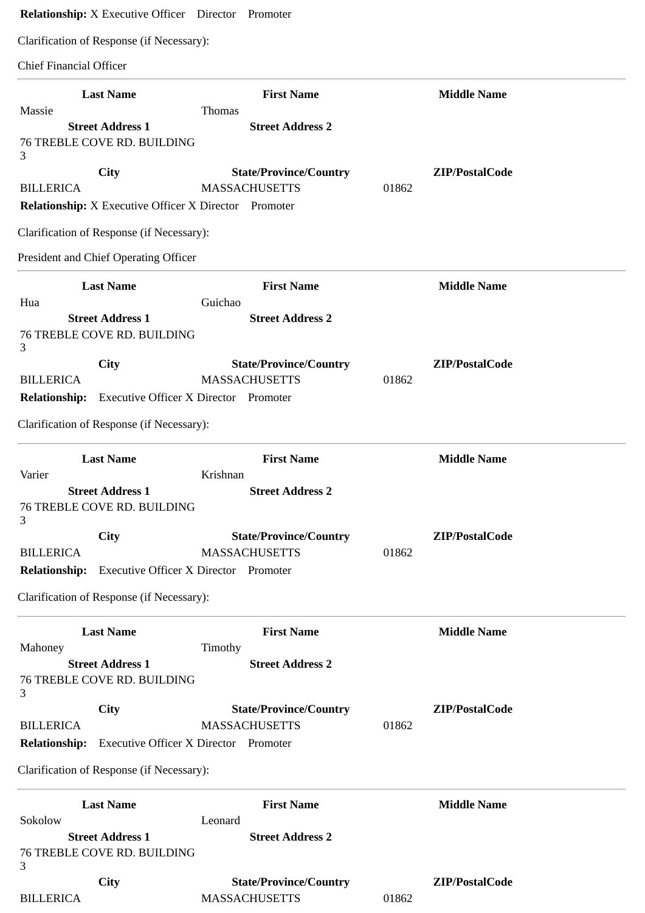**Relationship:** X Executive Officer Director Promoter

Clarification of Response (if Necessary):

Chief Financial Officer

---

| Last Name | First Name | Middle Name |
|---|---|---|
| Massie | Thomas | |
| **Street Address 1** | **Street Address 2** | |
| 76 TREBLE COVE RD. BUILDING 3 | | |
| **City** | **State/Province/Country** | **ZIP/PostalCode** |
| BILLERICA | MASSACHUSETTS | 01862 |

**Relationship:** X Executive Officer X Director Promoter

Clarification of Response (if Necessary):

President and Chief Operating Officer

---

| Last Name | First Name | Middle Name |
|---|---|---|
| Hua | Guichao | |
| **Street Address 1** | **Street Address 2** | |
| 76 TREBLE COVE RD. BUILDING 3 | | |
| **City** | **State/Province/Country** | **ZIP/PostalCode** |
| BILLERICA | MASSACHUSETTS | 01862 |

**Relationship:** Executive Officer X Director Promoter

Clarification of Response (if Necessary):

---

| Last Name | First Name | Middle Name |
|---|---|---|
| Varier | Krishnan | |
| **Street Address 1** | **Street Address 2** | |
| 76 TREBLE COVE RD. BUILDING 3 | | |
| **City** | **State/Province/Country** | **ZIP/PostalCode** |
| BILLERICA | MASSACHUSETTS | 01862 |

**Relationship:** Executive Officer X Director Promoter

Clarification of Response (if Necessary):

---

| Last Name | First Name | Middle Name |
|---|---|---|
| Mahoney | Timothy | |
| **Street Address 1** | **Street Address 2** | |
| 76 TREBLE COVE RD. BUILDING 3 | | |
| **City** | **State/Province/Country** | **ZIP/PostalCode** |
| BILLERICA | MASSACHUSETTS | 01862 |

**Relationship:** Executive Officer X Director Promoter

Clarification of Response (if Necessary):

---

| Last Name | First Name | Middle Name |
|---|---|---|
| Sokolow | Leonard | |
| **Street Address 1** | **Street Address 2** | |
| 76 TREBLE COVE RD. BUILDING 3 | | |
| **City** | **State/Province/Country** | **ZIP/PostalCode** |
| BILLERICA | MASSACHUSETTS | 01862 |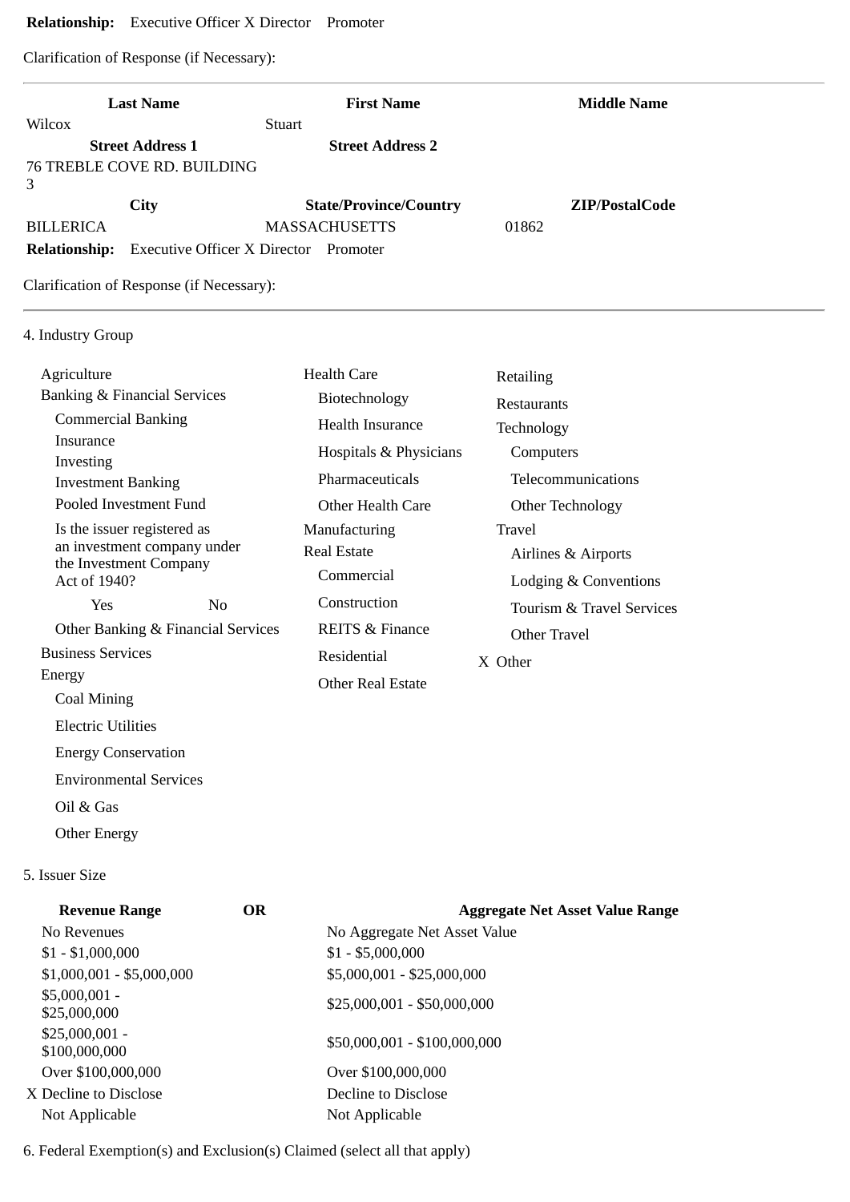**Relationship:** Executive Officer X Director Promoter

Clarification of Response (if Necessary):

---

| Last Name | First Name | Middle Name |
|---|---|---|
| Wilcox | Stuart | |
| **Street Address 1** | **Street Address 2** | |
| 76 TREBLE COVE RD. BUILDING 3 | | |
| **City** | **State/Province/Country** | **ZIP/PostalCode** |
| BILLERICA | MASSACHUSETTS | 01862 |

**Relationship:** Executive Officer X Director Promoter

Clarification of Response (if Necessary):

---

4. Industry Group

Agriculture
Banking & Financial Services
- Commercial Banking
- Insurance
- Investing
- Investment Banking
- Pooled Investment Fund
- Is the issuer registered as an investment company under the Investment Company Act of 1940?
  - Yes
  - No
- Other Banking & Financial Services

Business Services
Energy
- Coal Mining
- Electric Utilities
- Energy Conservation
- Environmental Services
- Oil & Gas
- Other Energy

Health Care
- Biotechnology
- Health Insurance
- Hospitals & Physicians
- Pharmaceuticals
- Other Health Care

Manufacturing
Real Estate
- Commercial
- Construction
- REITS & Finance
- Residential
- Other Real Estate

Retailing
Restaurants
Technology
- Computers
- Telecommunications
- Other Technology

Travel
- Airlines & Airports
- Lodging & Conventions
- Tourism & Travel Services
- Other Travel

X Other

5. Issuer Size

| Revenue Range | OR | Aggregate Net Asset Value Range |
|---|---|---|
| No Revenues | | No Aggregate Net Asset Value |
| $1 - $1,000,000 | | $1 - $5,000,000 |
| $1,000,001 - $5,000,000 | | $5,000,001 - $25,000,000 |
| $5,000,001 - $25,000,000 | | $25,000,001 - $50,000,000 |
| $25,000,001 - $100,000,000 | | $50,000,001 - $100,000,000 |
| Over $100,000,000 | | Over $100,000,000 |
| X Decline to Disclose | | Decline to Disclose |
| Not Applicable | | Not Applicable |

6. Federal Exemption(s) and Exclusion(s) Claimed (select all that apply)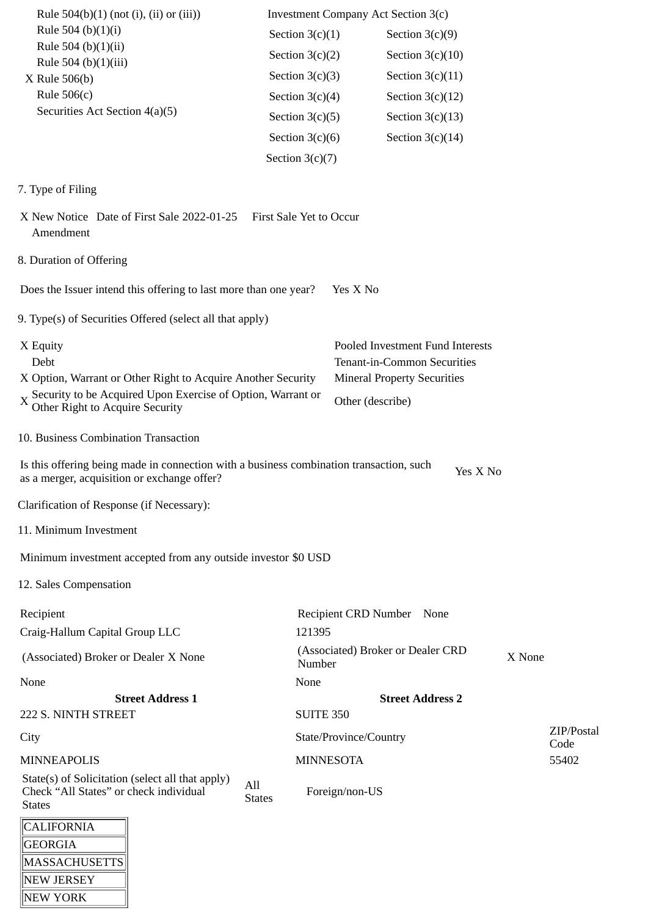| | |
|---|---|
| Rule 504(b)(1) (not (i), (ii) or (iii)) | Investment Company Act Section 3(c) |
| Rule 504 (b)(1)(i) | Section 3(c)(1) / Section 3(c)(9) |
| Rule 504 (b)(1)(ii) | Section 3(c)(2) / Section 3(c)(10) |
| Rule 504 (b)(1)(iii) | Section 3(c)(3) / Section 3(c)(11) |
| X Rule 506(b) | Section 3(c)(4) / Section 3(c)(12) |
| Rule 506(c) | Section 3(c)(5) / Section 3(c)(13) |
| Securities Act Section 4(a)(5) | Section 3(c)(6) / Section 3(c)(14) |
| | Section 3(c)(7) |

7. Type of Filing

X New Notice Date of First Sale 2022-01-25 First Sale Yet to Occur
Amendment

8. Duration of Offering

Does the Issuer intend this offering to last more than one year? Yes X No

9. Type(s) of Securities Offered (select all that apply)

| | |
|---|---|
| X Equity | Pooled Investment Fund Interests |
| Debt | Tenant-in-Common Securities |
| X Option, Warrant or Other Right to Acquire Another Security | Mineral Property Securities |
| X Security to be Acquired Upon Exercise of Option, Warrant or Other Right to Acquire Security | Other (describe) |

10. Business Combination Transaction

Is this offering being made in connection with a business combination transaction, such as a merger, acquisition or exchange offer? Yes X No

Clarification of Response (if Necessary):

11. Minimum Investment

Minimum investment accepted from any outside investor $0 USD

12. Sales Compensation

| Recipient | Recipient CRD Number None | |
|---|---|---|
| Craig-Hallum Capital Group LLC | 121395 | |
| (Associated) Broker or Dealer X None | (Associated) Broker or Dealer CRD Number | X None |
| None | None | |
| **Street Address 1** | **Street Address 2** | |
| 222 S. NINTH STREET | SUITE 350 | |
| City | State/Province/Country | ZIP/Postal Code |
| MINNEAPOLIS | MINNESOTA | 55402 |

State(s) of Solicitation (select all that apply) Check "All States" or check individual States All States Foreign/non-US

| |
|---|
| CALIFORNIA |
| GEORGIA |
| MASSACHUSETTS |
| NEW JERSEY |
| NEW YORK |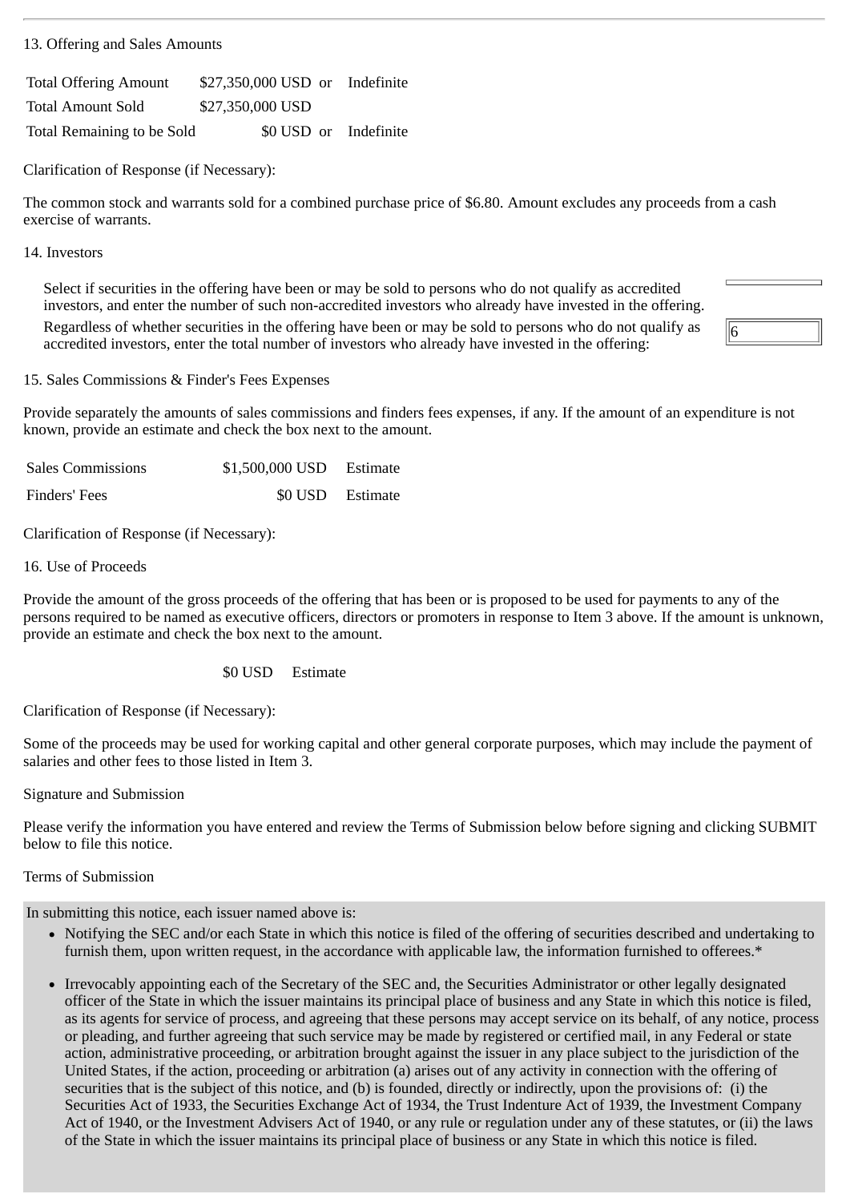13. Offering and Sales Amounts

| | | | |
|---|---|---|---|
| Total Offering Amount | $27,350,000 USD | or | Indefinite |
| Total Amount Sold | $27,350,000 USD | | |
| Total Remaining to be Sold | $0 USD | or | Indefinite |

Clarification of Response (if Necessary):

The common stock and warrants sold for a combined purchase price of $6.80. Amount excludes any proceeds from a cash exercise of warrants.

14. Investors

Select if securities in the offering have been or may be sold to persons who do not qualify as accredited investors, and enter the number of such non-accredited investors who already have invested in the offering.

Regardless of whether securities in the offering have been or may be sold to persons who do not qualify as accredited investors, enter the total number of investors who already have invested in the offering: 6

15. Sales Commissions & Finder's Fees Expenses

Provide separately the amounts of sales commissions and finders fees expenses, if any. If the amount of an expenditure is not known, provide an estimate and check the box next to the amount.

| | | |
|---|---|---|
| Sales Commissions | $1,500,000 USD | Estimate |
| Finders' Fees | $0 USD | Estimate |

Clarification of Response (if Necessary):

16. Use of Proceeds

Provide the amount of the gross proceeds of the offering that has been or is proposed to be used for payments to any of the persons required to be named as executive officers, directors or promoters in response to Item 3 above. If the amount is unknown, provide an estimate and check the box next to the amount.

$0 USD Estimate

Clarification of Response (if Necessary):

Some of the proceeds may be used for working capital and other general corporate purposes, which may include the payment of salaries and other fees to those listed in Item 3.

Signature and Submission

Please verify the information you have entered and review the Terms of Submission below before signing and clicking SUBMIT below to file this notice.

Terms of Submission

In submitting this notice, each issuer named above is:

- Notifying the SEC and/or each State in which this notice is filed of the offering of securities described and undertaking to furnish them, upon written request, in the accordance with applicable law, the information furnished to offerees.*
- Irrevocably appointing each of the Secretary of the SEC and, the Securities Administrator or other legally designated officer of the State in which the issuer maintains its principal place of business and any State in which this notice is filed, as its agents for service of process, and agreeing that these persons may accept service on its behalf, of any notice, process or pleading, and further agreeing that such service may be made by registered or certified mail, in any Federal or state action, administrative proceeding, or arbitration brought against the issuer in any place subject to the jurisdiction of the United States, if the action, proceeding or arbitration (a) arises out of any activity in connection with the offering of securities that is the subject of this notice, and (b) is founded, directly or indirectly, upon the provisions of: (i) the Securities Act of 1933, the Securities Exchange Act of 1934, the Trust Indenture Act of 1939, the Investment Company Act of 1940, or the Investment Advisers Act of 1940, or any rule or regulation under any of these statutes, or (ii) the laws of the State in which the issuer maintains its principal place of business or any State in which this notice is filed.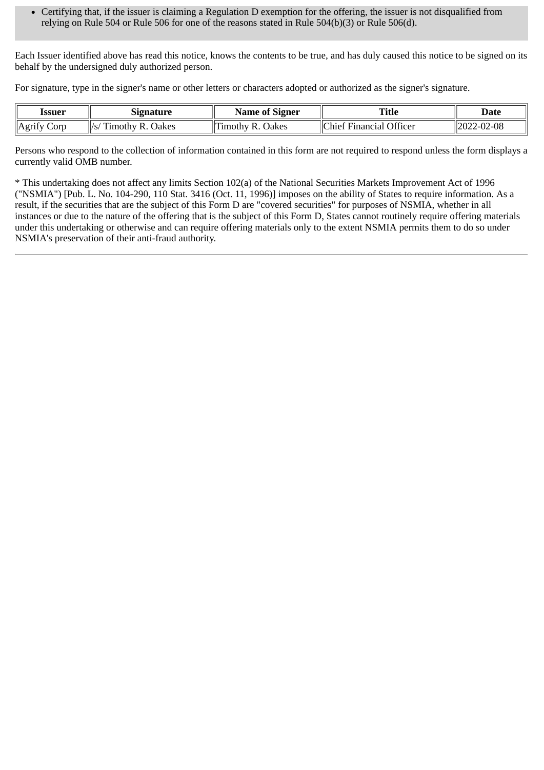- Certifying that, if the issuer is claiming a Regulation D exemption for the offering, the issuer is not disqualified from relying on Rule 504 or Rule 506 for one of the reasons stated in Rule 504(b)(3) or Rule 506(d).

Each Issuer identified above has read this notice, knows the contents to be true, and has duly caused this notice to be signed on its behalf by the undersigned duly authorized person.

For signature, type in the signer's name or other letters or characters adopted or authorized as the signer's signature.

| Issuer | Signature | Name of Signer | Title | Date |
|---|---|---|---|---|
| Agrify Corp | /s/ Timothy R. Oakes | Timothy R. Oakes | Chief Financial Officer | 2022-02-08 |

Persons who respond to the collection of information contained in this form are not required to respond unless the form displays a currently valid OMB number.

* This undertaking does not affect any limits Section 102(a) of the National Securities Markets Improvement Act of 1996 ("NSMIA") [Pub. L. No. 104-290, 110 Stat. 3416 (Oct. 11, 1996)] imposes on the ability of States to require information. As a result, if the securities that are the subject of this Form D are "covered securities" for purposes of NSMIA, whether in all instances or due to the nature of the offering that is the subject of this Form D, States cannot routinely require offering materials under this undertaking or otherwise and can require offering materials only to the extent NSMIA permits them to do so under NSMIA's preservation of their anti-fraud authority.